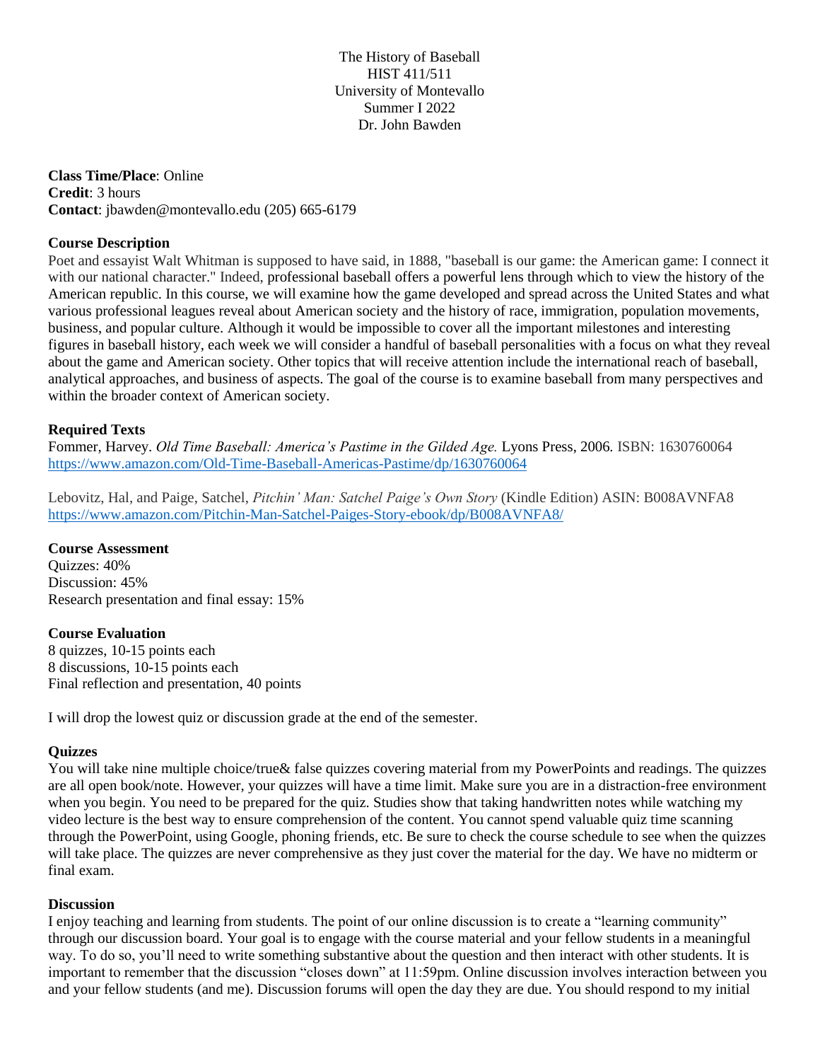The History of Baseball
HIST 411/511
University of Montevallo
Summer I 2022
Dr. John Bawden

**Class Time/Place**: Online
**Credit**: 3 hours
**Contact**: jbawden@montevallo.edu (205) 665-6179

**Course Description**

Poet and essayist Walt Whitman is supposed to have said, in 1888, "baseball is our game: the American game: I connect it with our national character." Indeed, professional baseball offers a powerful lens through which to view the history of the American republic. In this course, we will examine how the game developed and spread across the United States and what various professional leagues reveal about American society and the history of race, immigration, population movements, business, and popular culture. Although it would be impossible to cover all the important milestones and interesting figures in baseball history, each week we will consider a handful of baseball personalities with a focus on what they reveal about the game and American society. Other topics that will receive attention include the international reach of baseball, analytical approaches, and business of aspects. The goal of the course is to examine baseball from many perspectives and within the broader context of American society.

**Required Texts**

Fommer, Harvey. *Old Time Baseball: America's Pastime in the Gilded Age.* Lyons Press, 2006. ISBN: 1630760064
https://www.amazon.com/Old-Time-Baseball-Americas-Pastime/dp/1630760064

Lebovitz, Hal, and Paige, Satchel, *Pitchin' Man: Satchel Paige's Own Story* (Kindle Edition) ASIN: B008AVNFA8
https://www.amazon.com/Pitchin-Man-Satchel-Paiges-Story-ebook/dp/B008AVNFA8/

**Course Assessment**

Quizzes: 40%
Discussion: 45%
Research presentation and final essay: 15%

**Course Evaluation**

8 quizzes, 10-15 points each
8 discussions, 10-15 points each
Final reflection and presentation, 40 points

I will drop the lowest quiz or discussion grade at the end of the semester.

**Quizzes**

You will take nine multiple choice/true& false quizzes covering material from my PowerPoints and readings. The quizzes are all open book/note. However, your quizzes will have a time limit. Make sure you are in a distraction-free environment when you begin. You need to be prepared for the quiz. Studies show that taking handwritten notes while watching my video lecture is the best way to ensure comprehension of the content. You cannot spend valuable quiz time scanning through the PowerPoint, using Google, phoning friends, etc. Be sure to check the course schedule to see when the quizzes will take place. The quizzes are never comprehensive as they just cover the material for the day. We have no midterm or final exam.

**Discussion**

I enjoy teaching and learning from students. The point of our online discussion is to create a "learning community" through our discussion board. Your goal is to engage with the course material and your fellow students in a meaningful way. To do so, you'll need to write something substantive about the question and then interact with other students. It is important to remember that the discussion "closes down" at 11:59pm. Online discussion involves interaction between you and your fellow students (and me). Discussion forums will open the day they are due. You should respond to my initial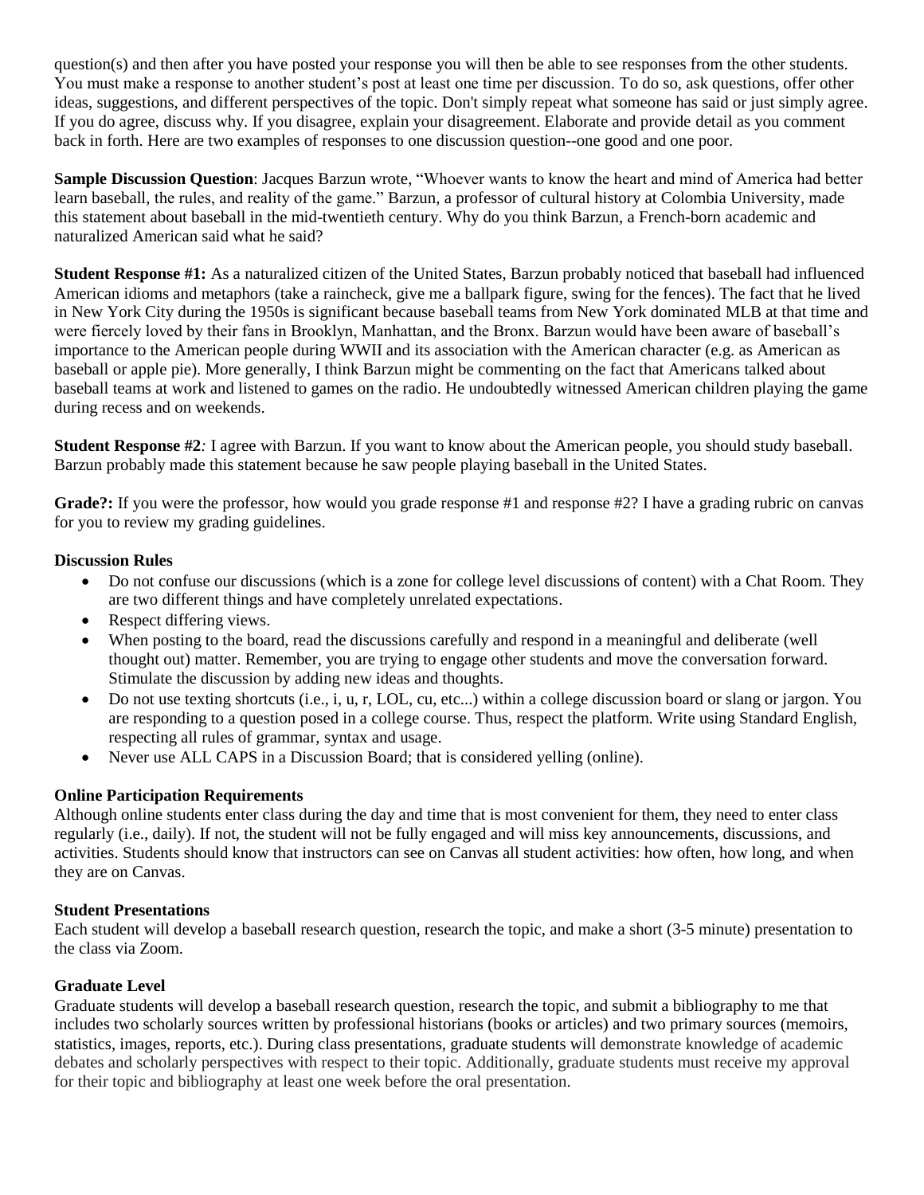question(s) and then after you have posted your response you will then be able to see responses from the other students. You must make a response to another student's post at least one time per discussion. To do so, ask questions, offer other ideas, suggestions, and different perspectives of the topic. Don't simply repeat what someone has said or just simply agree. If you do agree, discuss why. If you disagree, explain your disagreement. Elaborate and provide detail as you comment back in forth. Here are two examples of responses to one discussion question--one good and one poor.

**Sample Discussion Question**: Jacques Barzun wrote, "Whoever wants to know the heart and mind of America had better learn baseball, the rules, and reality of the game." Barzun, a professor of cultural history at Colombia University, made this statement about baseball in the mid-twentieth century. Why do you think Barzun, a French-born academic and naturalized American said what he said?

**Student Response #1:** As a naturalized citizen of the United States, Barzun probably noticed that baseball had influenced American idioms and metaphors (take a raincheck, give me a ballpark figure, swing for the fences). The fact that he lived in New York City during the 1950s is significant because baseball teams from New York dominated MLB at that time and were fiercely loved by their fans in Brooklyn, Manhattan, and the Bronx. Barzun would have been aware of baseball's importance to the American people during WWII and its association with the American character (e.g. as American as baseball or apple pie). More generally, I think Barzun might be commenting on the fact that Americans talked about baseball teams at work and listened to games on the radio. He undoubtedly witnessed American children playing the game during recess and on weekends.

**Student Response #2***:* I agree with Barzun. If you want to know about the American people, you should study baseball. Barzun probably made this statement because he saw people playing baseball in the United States.

**Grade?:** If you were the professor, how would you grade response #1 and response #2? I have a grading rubric on canvas for you to review my grading guidelines.

**Discussion Rules**

- Do not confuse our discussions (which is a zone for college level discussions of content) with a Chat Room. They are two different things and have completely unrelated expectations.
- Respect differing views.
- When posting to the board, read the discussions carefully and respond in a meaningful and deliberate (well thought out) matter. Remember, you are trying to engage other students and move the conversation forward. Stimulate the discussion by adding new ideas and thoughts.
- Do not use texting shortcuts (i.e., i, u, r, LOL, cu, etc...) within a college discussion board or slang or jargon. You are responding to a question posed in a college course. Thus, respect the platform. Write using Standard English, respecting all rules of grammar, syntax and usage.
- Never use ALL CAPS in a Discussion Board; that is considered yelling (online).

**Online Participation Requirements**

Although online students enter class during the day and time that is most convenient for them, they need to enter class regularly (i.e., daily). If not, the student will not be fully engaged and will miss key announcements, discussions, and activities. Students should know that instructors can see on Canvas all student activities: how often, how long, and when they are on Canvas.

**Student Presentations**

Each student will develop a baseball research question, research the topic, and make a short (3-5 minute) presentation to the class via Zoom.

**Graduate Level**

Graduate students will develop a baseball research question, research the topic, and submit a bibliography to me that includes two scholarly sources written by professional historians (books or articles) and two primary sources (memoirs, statistics, images, reports, etc.). During class presentations, graduate students will demonstrate knowledge of academic debates and scholarly perspectives with respect to their topic. Additionally, graduate students must receive my approval for their topic and bibliography at least one week before the oral presentation.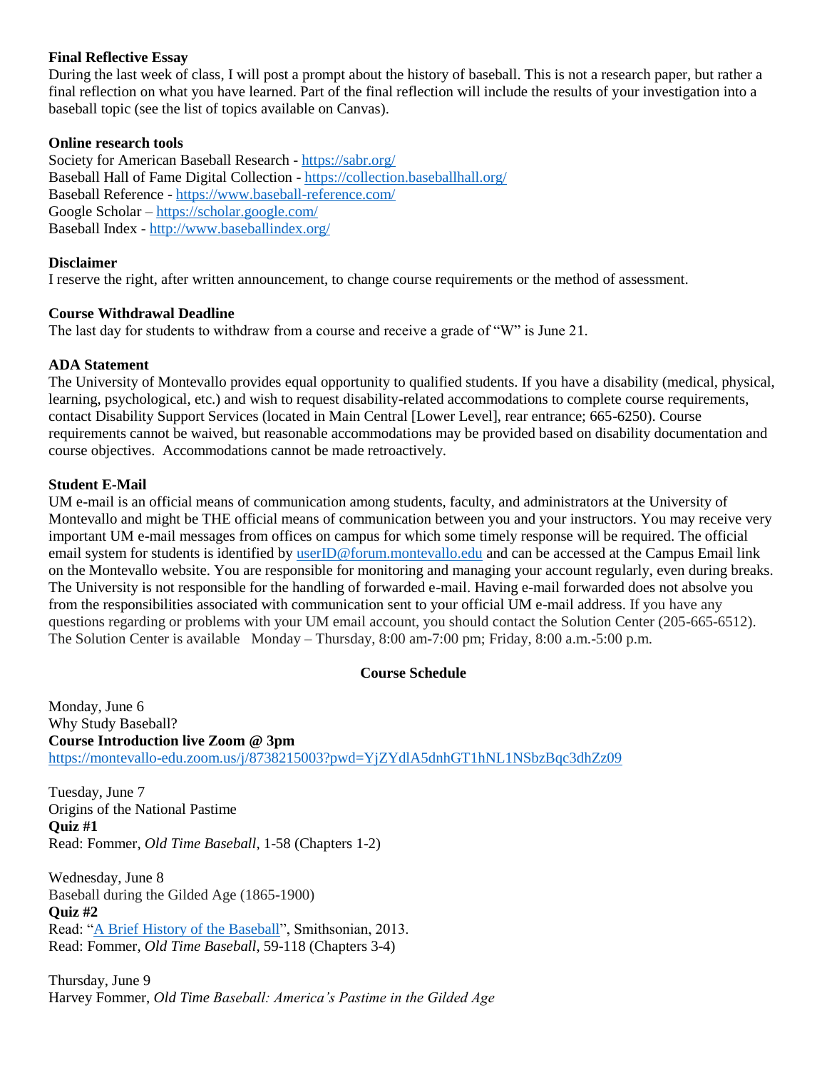**Final Reflective Essay**
During the last week of class, I will post a prompt about the history of baseball. This is not a research paper, but rather a final reflection on what you have learned. Part of the final reflection will include the results of your investigation into a baseball topic (see the list of topics available on Canvas).

**Online research tools**
Society for American Baseball Research - [https://sabr.org/](https://sabr.org/)
Baseball Hall of Fame Digital Collection - [https://collection.baseballhall.org/](https://collection.baseballhall.org/)
Baseball Reference - [https://www.baseball-reference.com/](https://www.baseball-reference.com/)
Google Scholar – [https://scholar.google.com/](https://scholar.google.com/)
Baseball Index - [http://www.baseballindex.org/](http://www.baseballindex.org/)

**Disclaimer**
I reserve the right, after written announcement, to change course requirements or the method of assessment.

**Course Withdrawal Deadline**
The last day for students to withdraw from a course and receive a grade of "W" is June 21.

**ADA Statement**
The University of Montevallo provides equal opportunity to qualified students. If you have a disability (medical, physical, learning, psychological, etc.) and wish to request disability-related accommodations to complete course requirements, contact Disability Support Services (located in Main Central [Lower Level], rear entrance; 665-6250). Course requirements cannot be waived, but reasonable accommodations may be provided based on disability documentation and course objectives. Accommodations cannot be made retroactively.

**Student E-Mail**
UM e-mail is an official means of communication among students, faculty, and administrators at the University of Montevallo and might be THE official means of communication between you and your instructors. You may receive very important UM e-mail messages from offices on campus for which some timely response will be required. The official email system for students is identified by [userID@forum.montevallo.edu](mailto:userID@forum.montevallo.edu) and can be accessed at the Campus Email link on the Montevallo website. You are responsible for monitoring and managing your account regularly, even during breaks. The University is not responsible for the handling of forwarded e-mail. Having e-mail forwarded does not absolve you from the responsibilities associated with communication sent to your official UM e-mail address. If you have any questions regarding or problems with your UM email account, you should contact the Solution Center (205-665-6512). The Solution Center is available Monday – Thursday, 8:00 am-7:00 pm; Friday, 8:00 a.m.-5:00 p.m.

**Course Schedule**

Monday, June 6
Why Study Baseball?
**Course Introduction live Zoom @ 3pm**
[https://montevallo-edu.zoom.us/j/8738215003?pwd=YjZYdlA5dnhGT1hNL1NSbzBqc3dhZz09](https://montevallo-edu.zoom.us/j/8738215003?pwd=YjZYdlA5dnhGT1hNL1NSbzBqc3dhZz09)

Tuesday, June 7
Origins of the National Pastime
**Quiz #1**
Read: Fommer, *Old Time Baseball*, 1-58 (Chapters 1-2)

Wednesday, June 8
Baseball during the Gilded Age (1865-1900)
**Quiz #2**
Read: "A Brief History of the Baseball", Smithsonian, 2013.
Read: Fommer, *Old Time Baseball*, 59-118 (Chapters 3-4)

Thursday, June 9
Harvey Fommer, *Old Time Baseball: America's Pastime in the Gilded Age*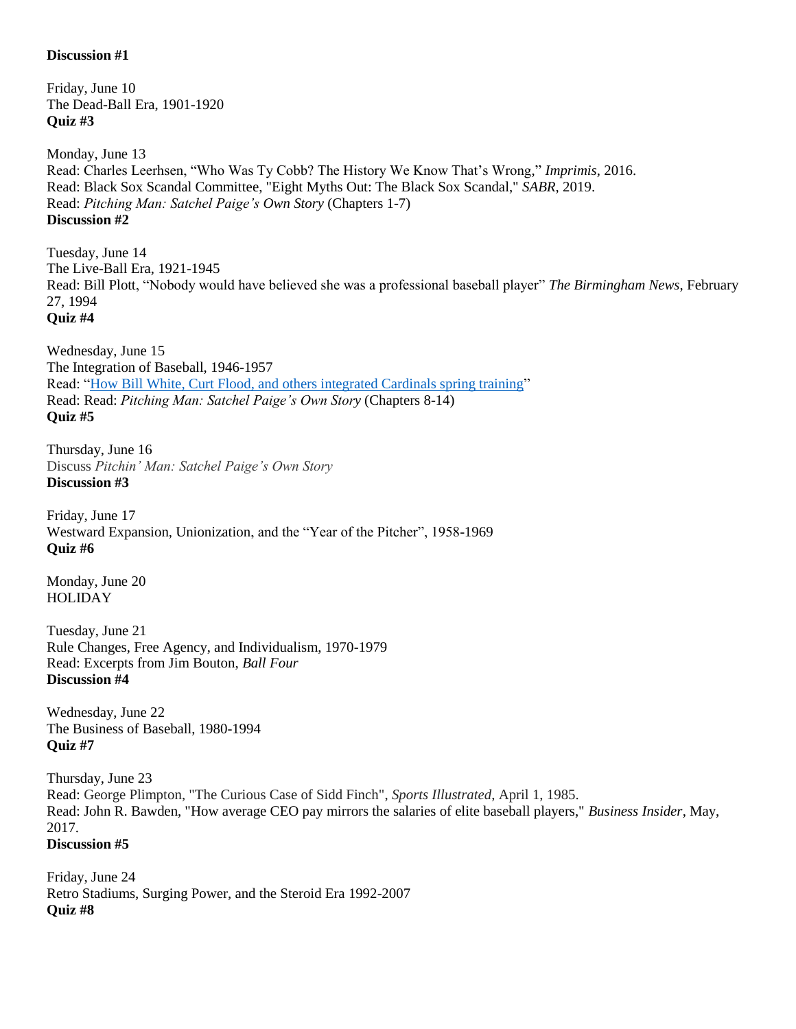**Discussion #1**

Friday, June 10
The Dead-Ball Era, 1901-1920
**Quiz #3**

Monday, June 13
Read: Charles Leerhsen, "Who Was Ty Cobb? The History We Know That's Wrong," *Imprimis*, 2016.
Read: Black Sox Scandal Committee, "Eight Myths Out: The Black Sox Scandal," *SABR*, 2019.
Read: *Pitching Man: Satchel Paige's Own Story* (Chapters 1-7)
**Discussion #2**

Tuesday, June 14
The Live-Ball Era, 1921-1945
Read: Bill Plott, "Nobody would have believed she was a professional baseball player" *The Birmingham News*, February 27, 1994
**Quiz #4**

Wednesday, June 15
The Integration of Baseball, 1946-1957
Read: "How Bill White, Curt Flood, and others integrated Cardinals spring training"
Read: Read: *Pitching Man: Satchel Paige's Own Story* (Chapters 8-14)
**Quiz #5**

Thursday, June 16
Discuss *Pitchin' Man: Satchel Paige's Own Story*
**Discussion #3**

Friday, June 17
Westward Expansion, Unionization, and the "Year of the Pitcher", 1958-1969
**Quiz #6**

Monday, June 20
HOLIDAY

Tuesday, June 21
Rule Changes, Free Agency, and Individualism, 1970-1979
Read: Excerpts from Jim Bouton, *Ball Four*
**Discussion #4**

Wednesday, June 22
The Business of Baseball, 1980-1994
**Quiz #7**

Thursday, June 23
Read: George Plimpton, "The Curious Case of Sidd Finch", *Sports Illustrated*, April 1, 1985.
Read: John R. Bawden, "How average CEO pay mirrors the salaries of elite baseball players," *Business Insider*, May, 2017.
**Discussion #5**

Friday, June 24
Retro Stadiums, Surging Power, and the Steroid Era 1992-2007
**Quiz #8**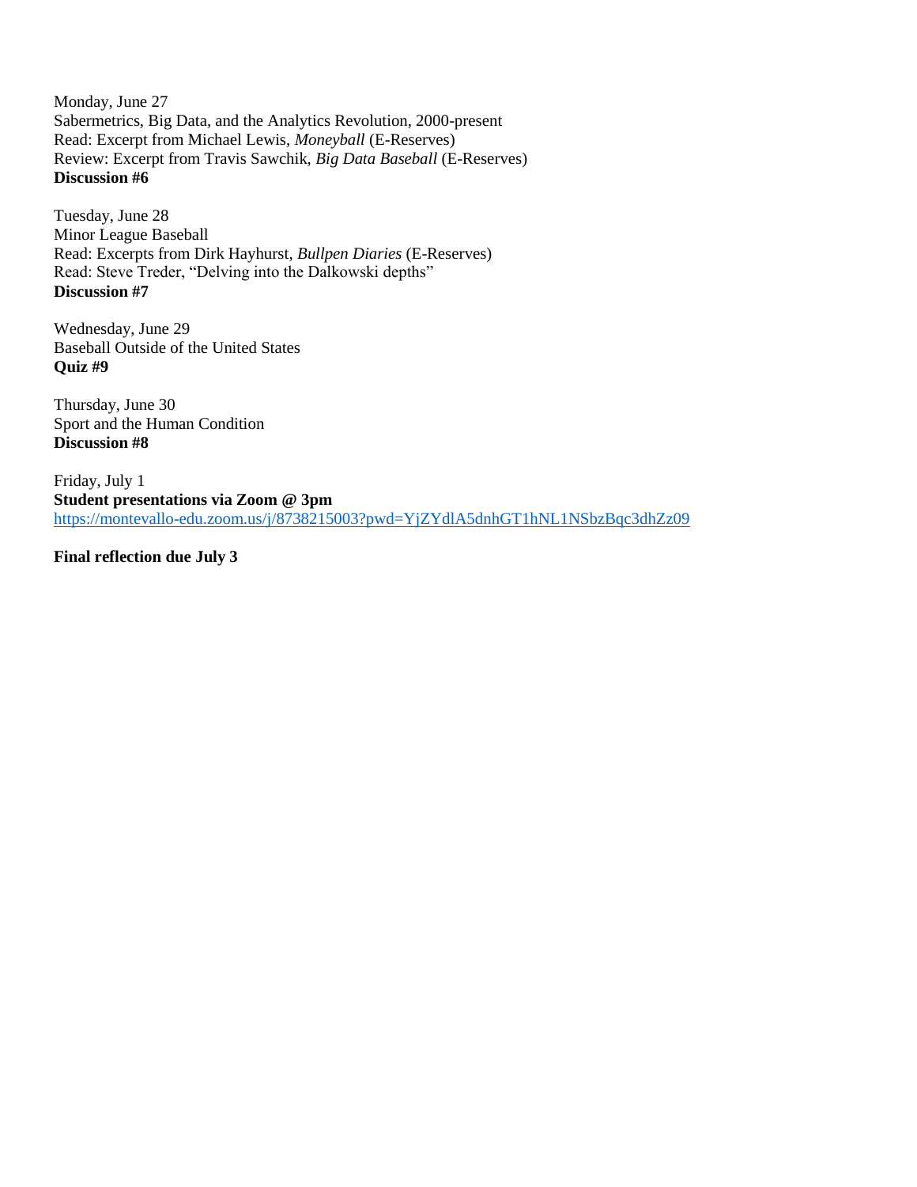Monday, June 27
Sabermetrics, Big Data, and the Analytics Revolution, 2000-present
Read: Excerpt from Michael Lewis, *Moneyball* (E-Reserves)
Review: Excerpt from Travis Sawchik, *Big Data Baseball* (E-Reserves)
**Discussion #6**

Tuesday, June 28
Minor League Baseball
Read: Excerpts from Dirk Hayhurst, *Bullpen Diaries* (E-Reserves)
Read: Steve Treder, "Delving into the Dalkowski depths"
**Discussion #7**

Wednesday, June 29
Baseball Outside of the United States
**Quiz #9**

Thursday, June 30
Sport and the Human Condition
**Discussion #8**

Friday, July 1
**Student presentations via Zoom @ 3pm**
https://montevallo-edu.zoom.us/j/8738215003?pwd=YjZYdlA5dnhGT1hNL1NSbzBqc3dhZz09

**Final reflection due July 3**